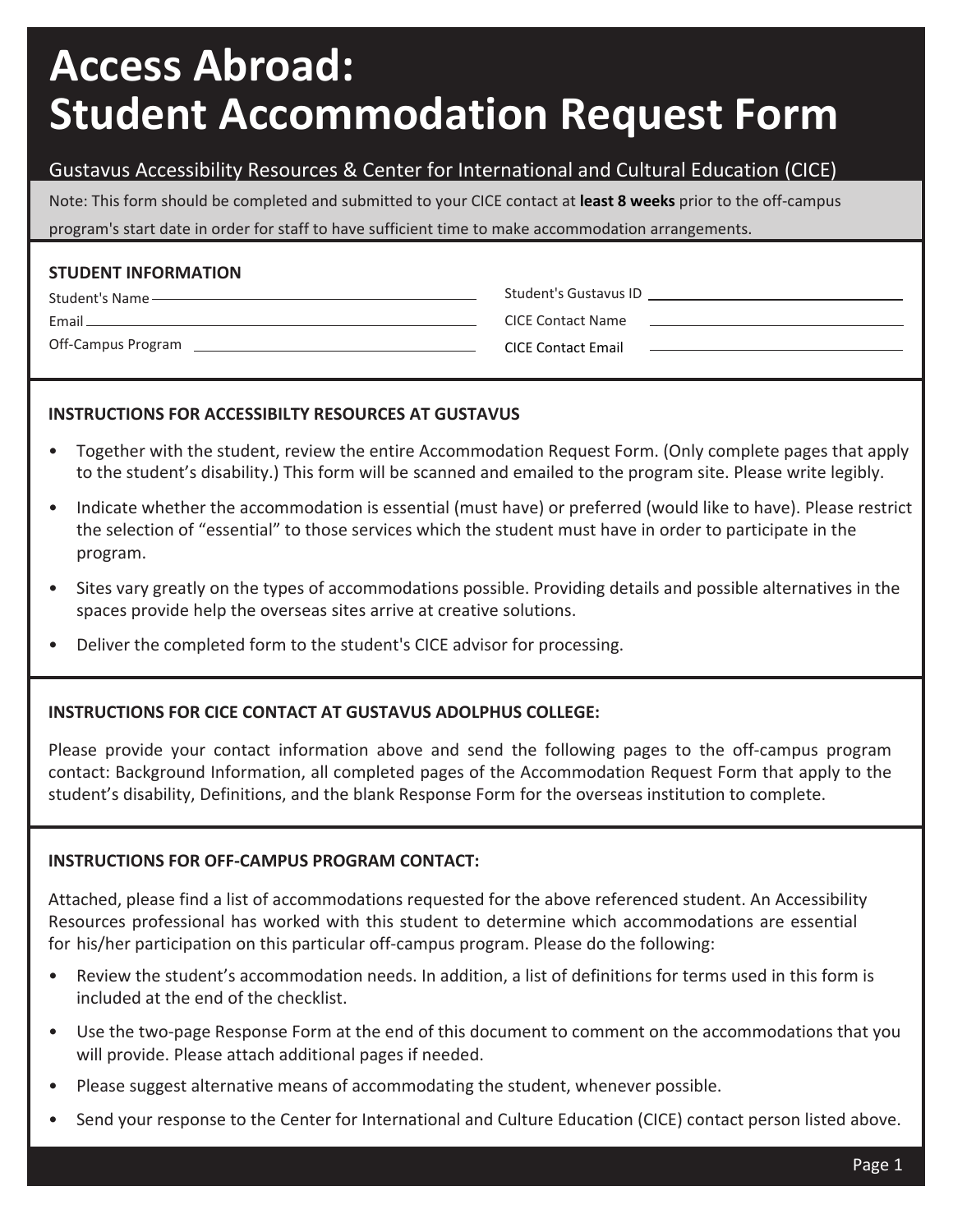# Access Abroad: Student Accommodation Request Form

Gustavus Accessibility Resources & Center for International and Cultural Education (CICE)

Note: This form should be completed and submitted to your CICE contact at **least 8 weeks** prior to the off-campus program's start date in order for staff to have sufficient time to make accommodation arrangements.

## STUDENT INFORMATION

Student's Name \_\_\_\_\_\_\_\_\_\_\_\_\_\_\_\_\_\_\_\_

Email \_\_\_\_\_\_\_\_\_\_\_\_\_\_\_\_\_\_\_\_

Off-Campus Program \_\_\_\_\_\_\_\_\_\_\_\_\_\_\_\_\_\_\_\_

Student's Gustavus ID \_\_\_\_\_\_\_\_\_\_\_\_\_\_\_\_\_\_\_\_

CICE Contact Name \_\_\_\_\_\_\_\_\_\_\_\_\_\_\_\_\_\_\_\_

CICE Contact Email \_\_\_\_\_\_\_\_\_\_\_\_\_\_\_\_\_\_\_\_

## INSTRUCTIONS FOR ACCESSIBILTY RESOURCES AT GUSTAVUS

- Together with the student, review the entire Accommodation Request Form. (Only complete pages that apply to the student's disability.) This form will be scanned and emailed to the program site. Please write legibly.
- Indicate whether the accommodation is essential (must have) or preferred (would like to have). Please restrict the selection of "essential" to those services which the student must have in order to participate in the program.
- Sites vary greatly on the types of accommodations possible. Providing details and possible alternatives in the spaces provide help the overseas sites arrive at creative solutions.
- Deliver the completed form to the student's CICE advisor for processing.

## INSTRUCTIONS FOR CICE CONTACT AT GUSTAVUS ADOLPHUS COLLEGE:

Please provide your contact information above and send the following pages to the off-campus program contact: Background Information, all completed pages of the Accommodation Request Form that apply to the student's disability, Definitions, and the blank Response Form for the overseas institution to complete.

## INSTRUCTIONS FOR OFF-CAMPUS PROGRAM CONTACT:

Attached, please find a list of accommodations requested for the above referenced student. An Accessibility Resources professional has worked with this student to determine which accommodations are essential for his/her participation on this particular off-campus program. Please do the following:

- Review the student's accommodation needs. In addition, a list of definitions for terms used in this form is included at the end of the checklist.
- Use the two-page Response Form at the end of this document to comment on the accommodations that you will provide. Please attach additional pages if needed.
- Please suggest alternative means of accommodating the student, whenever possible.
- Send your response to the Center for International and Culture Education (CICE) contact person listed above.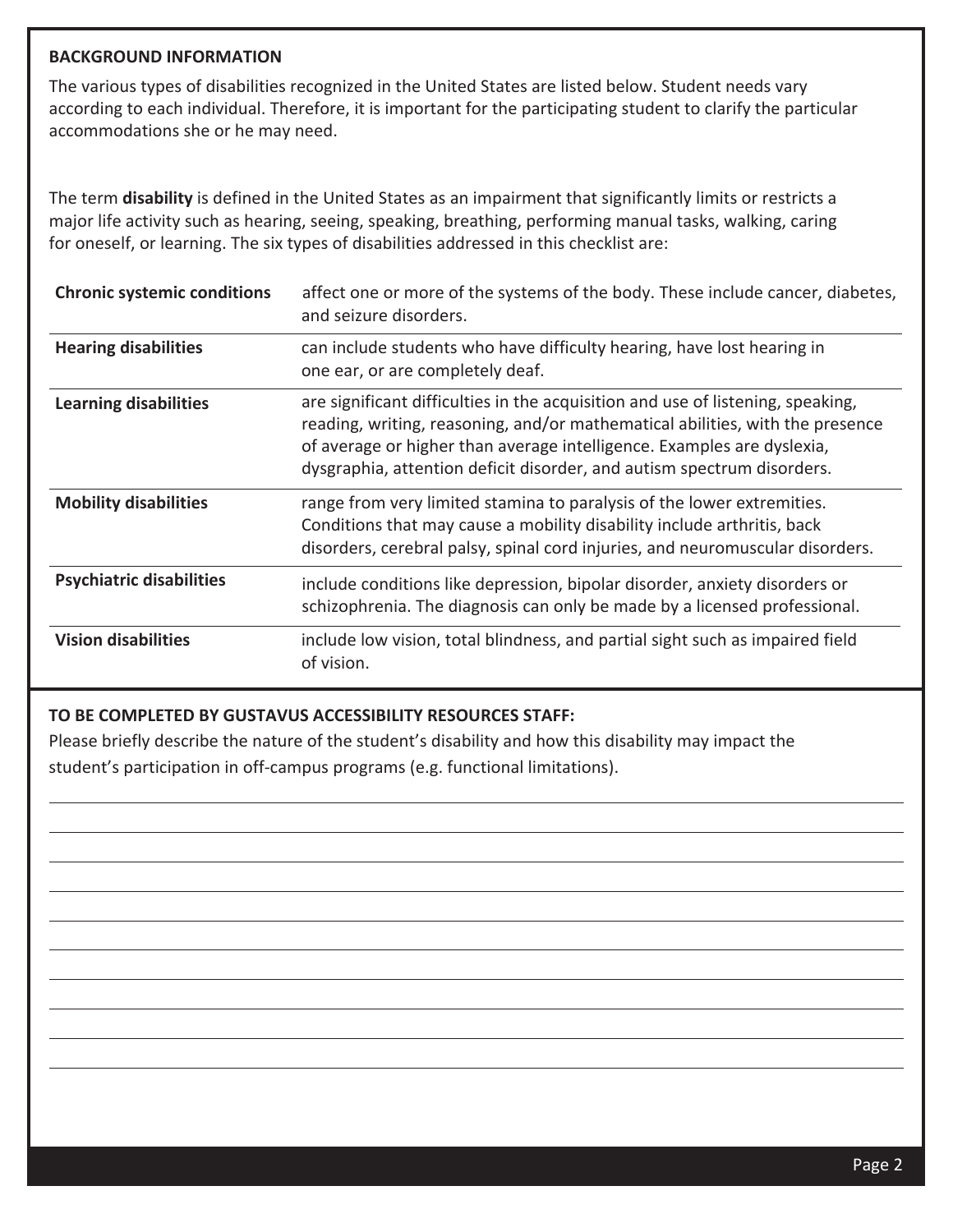## BACKGROUND INFORMATION

The various types of disabilities recognized in the United States are listed below. Student needs vary according to each individual. Therefore, it is important for the participating student to clarify the particular accommodations she or he may need.

The term **disability** is defined in the United States as an impairment that significantly limits or restricts a major life activity such as hearing, seeing, speaking, breathing, performing manual tasks, walking, caring for oneself, or learning. The six types of disabilities addressed in this checklist are:

| | |
|---|---|
| **Chronic systemic conditions** | affect one or more of the systems of the body. These include cancer, diabetes, and seizure disorders. |
| **Hearing disabilities** | can include students who have difficulty hearing, have lost hearing in one ear, or are completely deaf. |
| **Learning disabilities** | are significant difficulties in the acquisition and use of listening, speaking, reading, writing, reasoning, and/or mathematical abilities, with the presence of average or higher than average intelligence. Examples are dyslexia, dysgraphia, attention deficit disorder, and autism spectrum disorders. |
| **Mobility disabilities** | range from very limited stamina to paralysis of the lower extremities. Conditions that may cause a mobility disability include arthritis, back disorders, cerebral palsy, spinal cord injuries, and neuromuscular disorders. |
| **Psychiatric disabilities** | include conditions like depression, bipolar disorder, anxiety disorders or schizophrenia. The diagnosis can only be made by a licensed professional. |
| **Vision disabilities** | include low vision, total blindness, and partial sight such as impaired field of vision. |

## TO BE COMPLETED BY GUSTAVUS ACCESSIBILITY RESOURCES STAFF:

Please briefly describe the nature of the student's disability and how this disability may impact the student's participation in off-campus programs (e.g. functional limitations).

______________________________________________________________________

______________________________________________________________________

______________________________________________________________________

______________________________________________________________________

______________________________________________________________________

______________________________________________________________________

______________________________________________________________________

______________________________________________________________________

______________________________________________________________________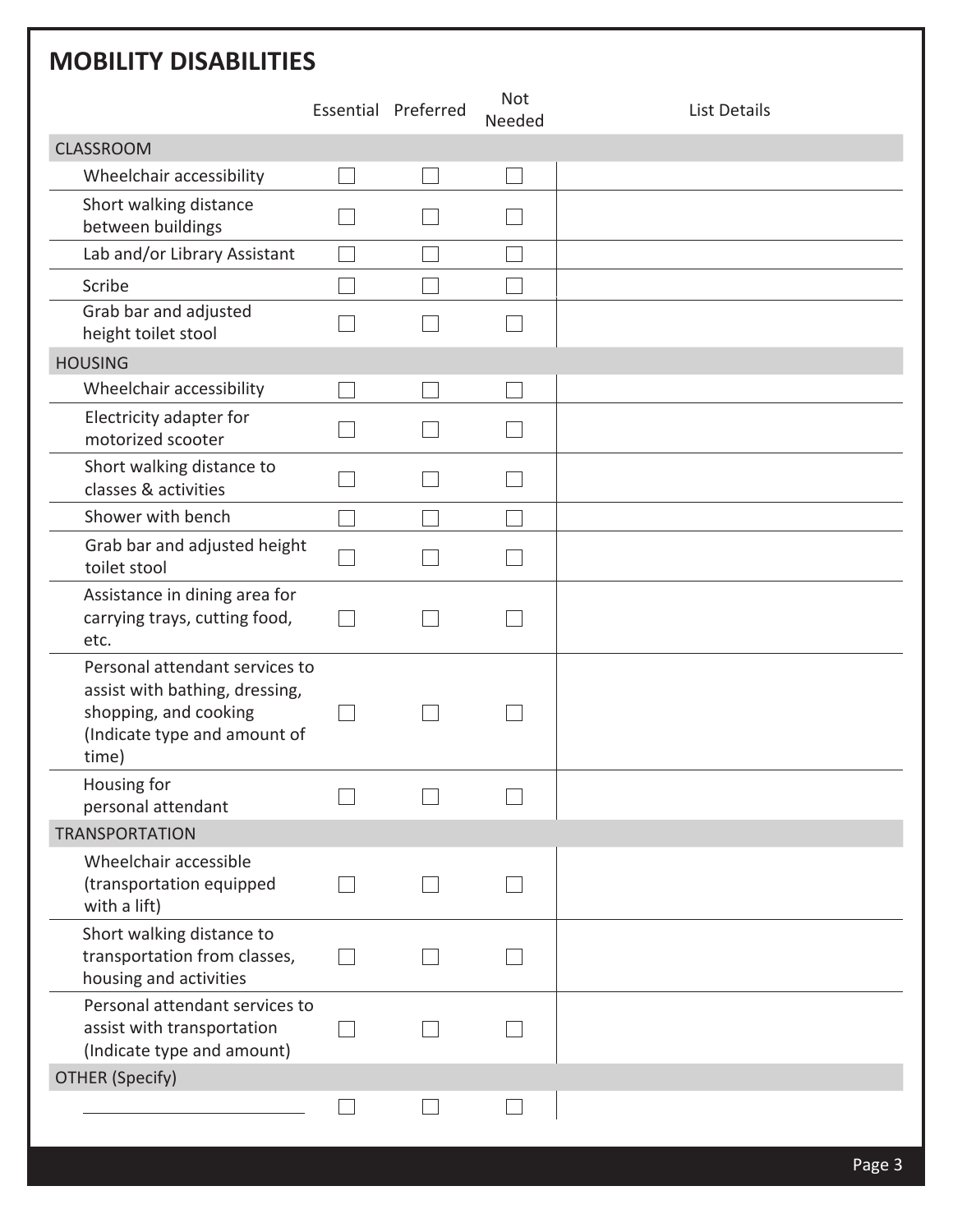## MOBILITY DISABILITIES

| | Essential | Preferred | Not Needed | List Details |
|---|---|---|---|---|
| **CLASSROOM** | | | | |
| Wheelchair accessibility | ☐ | ☐ | ☐ | |
| Short walking distance between buildings | ☐ | ☐ | ☐ | |
| Lab and/or Library Assistant | ☐ | ☐ | ☐ | |
| Scribe | ☐ | ☐ | ☐ | |
| Grab bar and adjusted height toilet stool | ☐ | ☐ | ☐ | |
| **HOUSING** | | | | |
| Wheelchair accessibility | ☐ | ☐ | ☐ | |
| Electricity adapter for motorized scooter | ☐ | ☐ | ☐ | |
| Short walking distance to classes & activities | ☐ | ☐ | ☐ | |
| Shower with bench | ☐ | ☐ | ☐ | |
| Grab bar and adjusted height toilet stool | ☐ | ☐ | ☐ | |
| Assistance in dining area for carrying trays, cutting food, etc. | ☐ | ☐ | ☐ | |
| Personal attendant services to assist with bathing, dressing, shopping, and cooking (Indicate type and amount of time) | ☐ | ☐ | ☐ | |
| Housing for personal attendant | ☐ | ☐ | ☐ | |
| **TRANSPORTATION** | | | | |
| Wheelchair accessible (transportation equipped with a lift) | ☐ | ☐ | ☐ | |
| Short walking distance to transportation from classes, housing and activities | ☐ | ☐ | ☐ | |
| Personal attendant services to assist with transportation (Indicate type and amount) | ☐ | ☐ | ☐ | |
| **OTHER (Specify)** | | | | |
| ________________________ | ☐ | ☐ | ☐ | |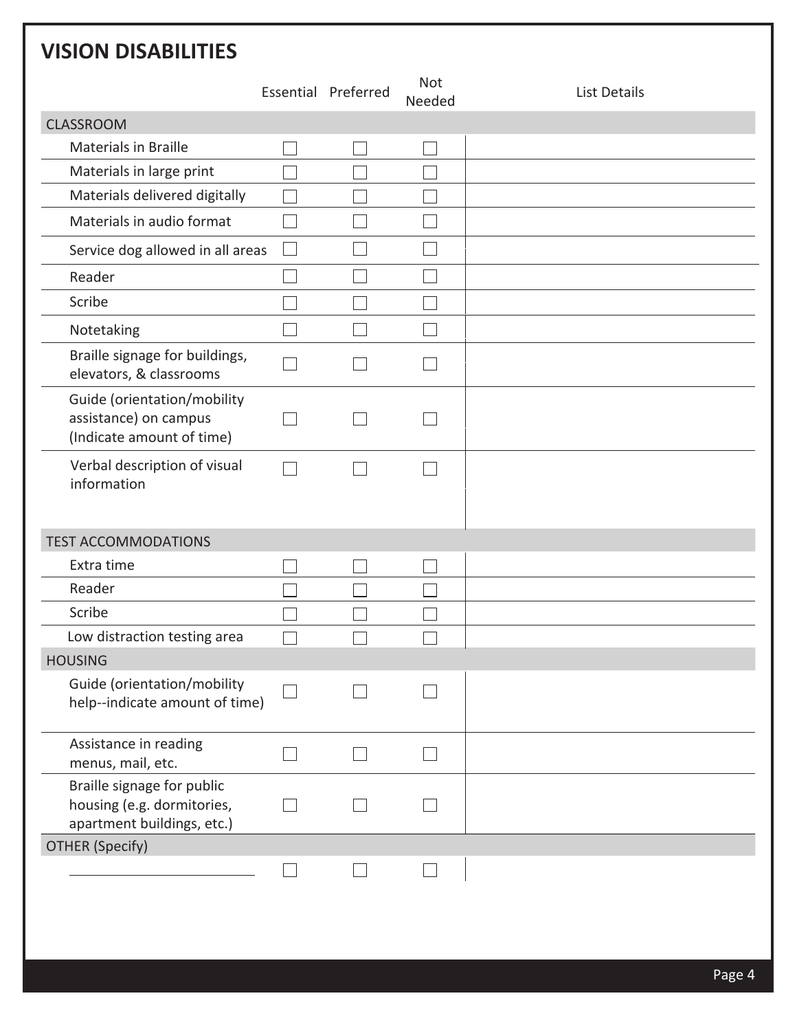## VISION DISABILITIES

| | Essential | Preferred | Not Needed | List Details |
|---|---|---|---|---|
| **CLASSROOM** | | | | |
| Materials in Braille | ☐ | ☐ | ☐ | |
| Materials in large print | ☐ | ☐ | ☐ | |
| Materials delivered digitally | ☐ | ☐ | ☐ | |
| Materials in audio format | ☐ | ☐ | ☐ | |
| Service dog allowed in all areas | ☐ | ☐ | ☐ | |
| Reader | ☐ | ☐ | ☐ | |
| Scribe | ☐ | ☐ | ☐ | |
| Notetaking | ☐ | ☐ | ☐ | |
| Braille signage for buildings, elevators, & classrooms | ☐ | ☐ | ☐ | |
| Guide (orientation/mobility assistance) on campus (Indicate amount of time) | ☐ | ☐ | ☐ | |
| Verbal description of visual information | ☐ | ☐ | ☐ | |
| **TEST ACCOMMODATIONS** | | | | |
| Extra time | ☐ | ☐ | ☐ | |
| Reader | ☐ | ☐ | ☐ | |
| Scribe | ☐ | ☐ | ☐ | |
| Low distraction testing area | ☐ | ☐ | ☐ | |
| **HOUSING** | | | | |
| Guide (orientation/mobility help--indicate amount of time) | ☐ | ☐ | ☐ | |
| Assistance in reading menus, mail, etc. | ☐ | ☐ | ☐ | |
| Braille signage for public housing (e.g. dormitories, apartment buildings, etc.) | ☐ | ☐ | ☐ | |
| **OTHER (Specify)** | | | | |
| ______________________ | ☐ | ☐ | ☐ | |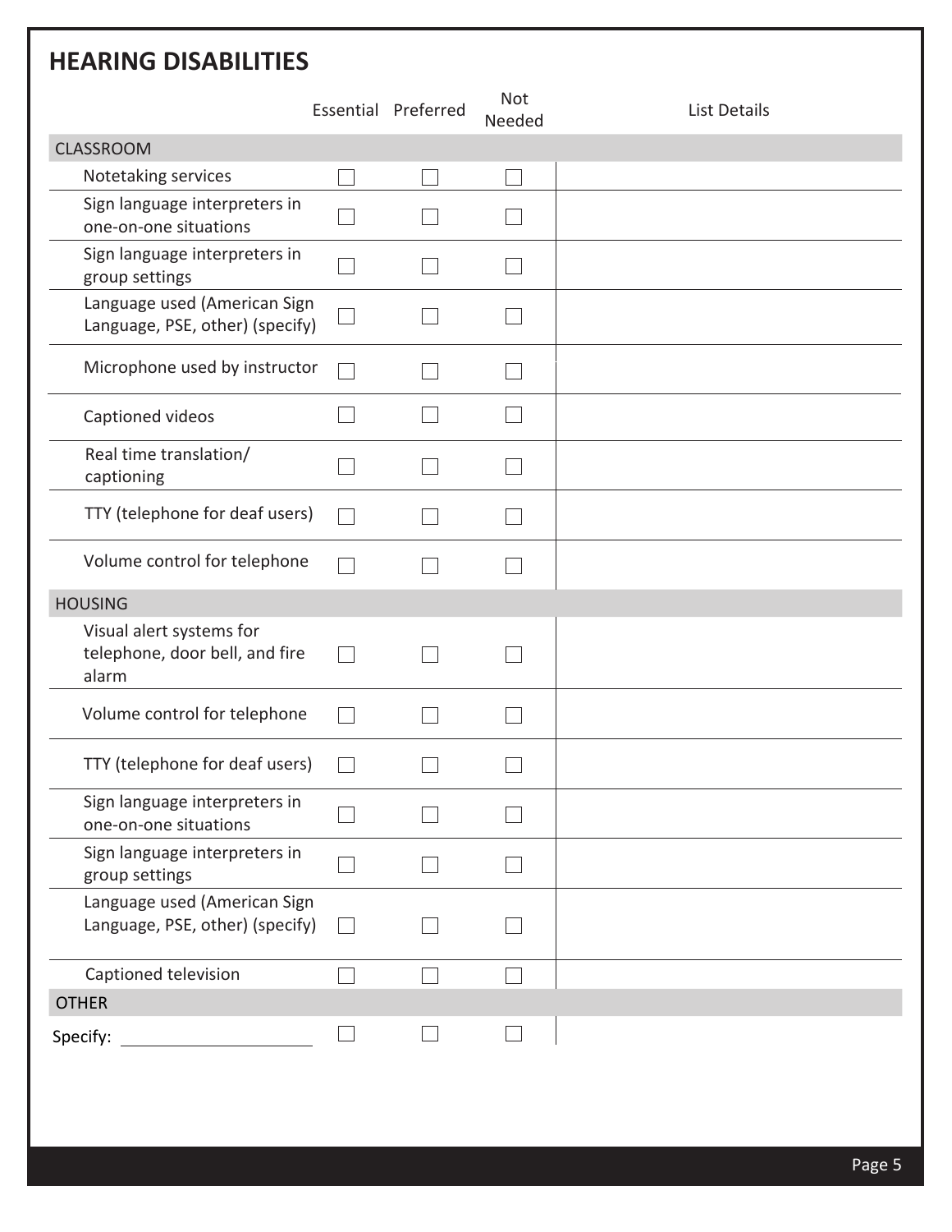## HEARING DISABILITIES

| | Essential | Preferred | Not Needed | List Details |
|---|---|---|---|---|
| CLASSROOM | | | | |
| Notetaking services | ☐ | ☐ | ☐ | |
| Sign language interpreters in one-on-one situations | ☐ | ☐ | ☐ | |
| Sign language interpreters in group settings | ☐ | ☐ | ☐ | |
| Language used (American Sign Language, PSE, other) (specify) | ☐ | ☐ | ☐ | |
| Microphone used by instructor | ☐ | ☐ | ☐ | |
| Captioned videos | ☐ | ☐ | ☐ | |
| Real time translation/ captioning | ☐ | ☐ | ☐ | |
| TTY (telephone for deaf users) | ☐ | ☐ | ☐ | |
| Volume control for telephone | ☐ | ☐ | ☐ | |
| HOUSING | | | | |
| Visual alert systems for telephone, door bell, and fire alarm | ☐ | ☐ | ☐ | |
| Volume control for telephone | ☐ | ☐ | ☐ | |
| TTY (telephone for deaf users) | ☐ | ☐ | ☐ | |
| Sign language interpreters in one-on-one situations | ☐ | ☐ | ☐ | |
| Sign language interpreters in group settings | ☐ | ☐ | ☐ | |
| Language used (American Sign Language, PSE, other) (specify) | ☐ | ☐ | ☐ | |
| Captioned television | ☐ | ☐ | ☐ | |
| OTHER | | | | |
| Specify: ____________________ | ☐ | ☐ | ☐ | |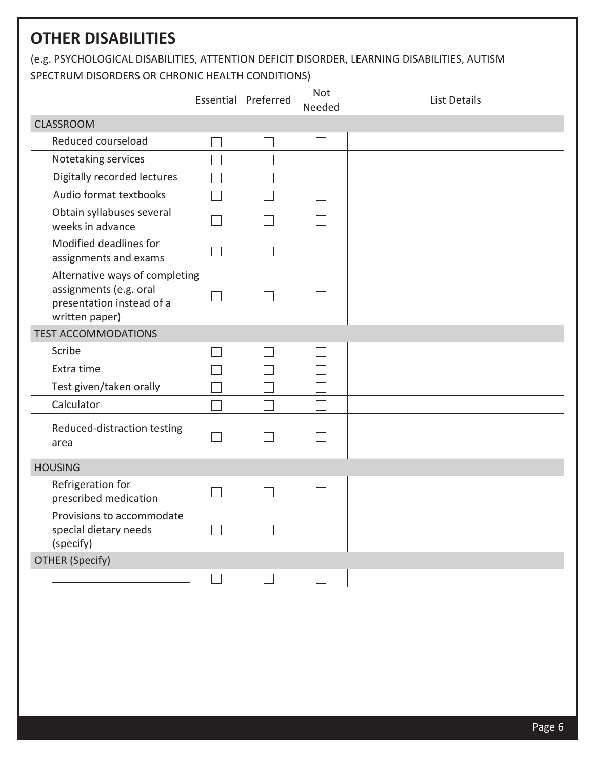## OTHER DISABILITIES

(e.g. PSYCHOLOGICAL DISABILITIES, ATTENTION DEFICIT DISORDER, LEARNING DISABILITIES, AUTISM SPECTRUM DISORDERS OR CHRONIC HEALTH CONDITIONS)

| | Essential | Preferred | Not Needed | List Details |
|---|---|---|---|---|
| **CLASSROOM** | | | | |
| Reduced courseload | ☐ | ☐ | ☐ | |
| Notetaking services | ☐ | ☐ | ☐ | |
| Digitally recorded lectures | ☐ | ☐ | ☐ | |
| Audio format textbooks | ☐ | ☐ | ☐ | |
| Obtain syllabuses several weeks in advance | ☐ | ☐ | ☐ | |
| Modified deadlines for assignments and exams | ☐ | ☐ | ☐ | |
| Alternative ways of completing assignments (e.g. oral presentation instead of a written paper) | ☐ | ☐ | ☐ | |
| **TEST ACCOMMODATIONS** | | | | |
| Scribe | ☐ | ☐ | ☐ | |
| Extra time | ☐ | ☐ | ☐ | |
| Test given/taken orally | ☐ | ☐ | ☐ | |
| Calculator | ☐ | ☐ | ☐ | |
| Reduced-distraction testing area | ☐ | ☐ | ☐ | |
| **HOUSING** | | | | |
| Refrigeration for prescribed medication | ☐ | ☐ | ☐ | |
| Provisions to accommodate special dietary needs (specify) | ☐ | ☐ | ☐ | |
| **OTHER (Specify)** | | | | |
| ______________________ | ☐ | ☐ | ☐ | |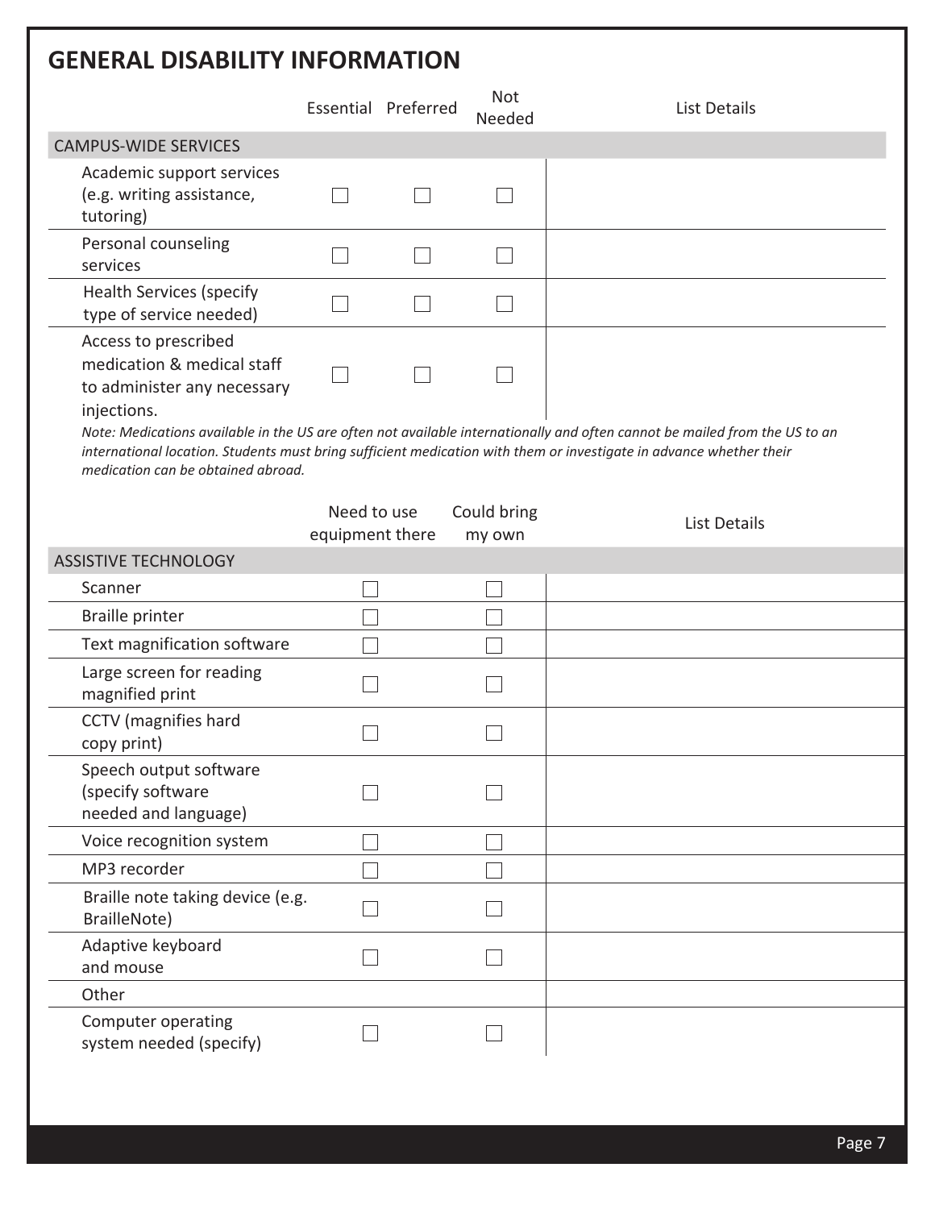# GENERAL DISABILITY INFORMATION

| | Essential | Preferred | Not Needed | List Details |
|---|---|---|---|---|
| **CAMPUS-WIDE SERVICES** | | | | |
| Academic support services (e.g. writing assistance, tutoring) | ☐ | ☐ | ☐ | |
| Personal counseling services | ☐ | ☐ | ☐ | |
| Health Services (specify type of service needed) | ☐ | ☐ | ☐ | |
| Access to prescribed medication & medical staff to administer any necessary injections. | ☐ | ☐ | ☐ | |

*Note: Medications available in the US are often not available internationally and often cannot be mailed from the US to an international location. Students must bring sufficient medication with them or investigate in advance whether their medication can be obtained abroad.*

| | Need to use equipment there | Could bring my own | List Details |
|---|---|---|---|
| **ASSISTIVE TECHNOLOGY** | | | |
| Scanner | ☐ | ☐ | |
| Braille printer | ☐ | ☐ | |
| Text magnification software | ☐ | ☐ | |
| Large screen for reading magnified print | ☐ | ☐ | |
| CCTV (magnifies hard copy print) | ☐ | ☐ | |
| Speech output software (specify software needed and language) | ☐ | ☐ | |
| Voice recognition system | ☐ | ☐ | |
| MP3 recorder | ☐ | ☐ | |
| Braille note taking device (e.g. BrailleNote) | ☐ | ☐ | |
| Adaptive keyboard and mouse | ☐ | ☐ | |
| Other | | | |
| Computer operating system needed (specify) | ☐ | ☐ | |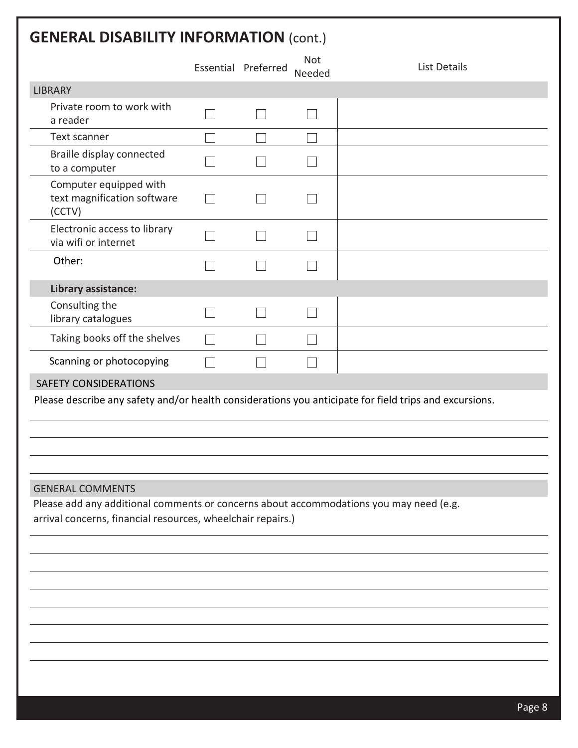## GENERAL DISABILITY INFORMATION (cont.)

| | Essential | Preferred | Not Needed | List Details |
|---|---|---|---|---|
| **LIBRARY** | | | | |
| Private room to work with a reader | ☐ | ☐ | ☐ | |
| Text scanner | ☐ | ☐ | ☐ | |
| Braille display connected to a computer | ☐ | ☐ | ☐ | |
| Computer equipped with text magnification software (CCTV) | ☐ | ☐ | ☐ | |
| Electronic access to library via wifi or internet | ☐ | ☐ | ☐ | |
| Other: | ☐ | ☐ | ☐ | |
| **Library assistance:** | | | | |
| Consulting the library catalogues | ☐ | ☐ | ☐ | |
| Taking books off the shelves | ☐ | ☐ | ☐ | |
| Scanning or photocopying | ☐ | ☐ | ☐ | |

### SAFETY CONSIDERATIONS

Please describe any safety and/or health considerations you anticipate for field trips and excursions.

_______________________________________________

_______________________________________________

_______________________________________________

### GENERAL COMMENTS

Please add any additional comments or concerns about accommodations you may need (e.g. arrival concerns, financial resources, wheelchair repairs.)

_______________________________________________

_______________________________________________

_______________________________________________

_______________________________________________

_______________________________________________

_______________________________________________

_______________________________________________

_______________________________________________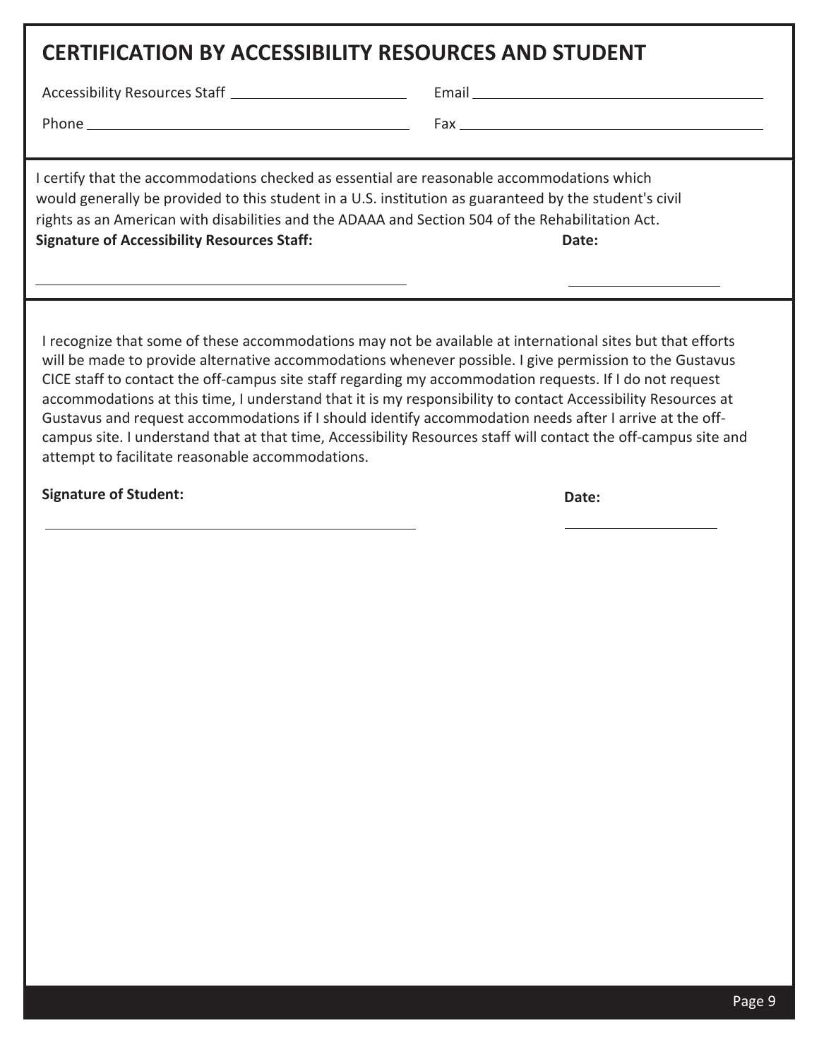# CERTIFICATION BY ACCESSIBILITY RESOURCES AND STUDENT

Accessibility Resources Staff ______________________ Email ______________________

Phone ______________________ Fax ______________________

I certify that the accommodations checked as essential are reasonable accommodations which would generally be provided to this student in a U.S. institution as guaranteed by the student's civil rights as an American with disabilities and the ADAAA and Section 504 of the Rehabilitation Act.

**Signature of Accessibility Resources Staff:** ______________________ **Date:** ______________

I recognize that some of these accommodations may not be available at international sites but that efforts will be made to provide alternative accommodations whenever possible. I give permission to the Gustavus CICE staff to contact the off-campus site staff regarding my accommodation requests. If I do not request accommodations at this time, I understand that it is my responsibility to contact Accessibility Resources at Gustavus and request accommodations if I should identify accommodation needs after I arrive at the off-campus site. I understand that at that time, Accessibility Resources staff will contact the off-campus site and attempt to facilitate reasonable accommodations.

**Signature of Student:** ______________________ **Date:** ______________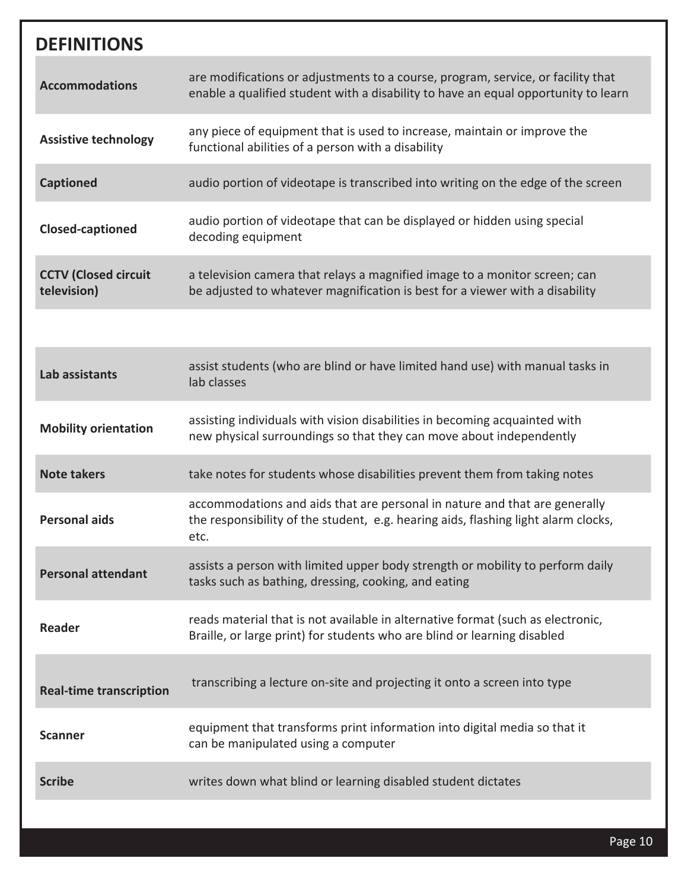## DEFINITIONS

| Term | Definition |
|---|---|
| **Accommodations** | are modifications or adjustments to a course, program, service, or facility that enable a qualified student with a disability to have an equal opportunity to learn |
| **Assistive technology** | any piece of equipment that is used to increase, maintain or improve the functional abilities of a person with a disability |
| **Captioned** | audio portion of videotape is transcribed into writing on the edge of the screen |
| **Closed-captioned** | audio portion of videotape that can be displayed or hidden using special decoding equipment |
| **CCTV (Closed circuit television)** | a television camera that relays a magnified image to a monitor screen; can be adjusted to whatever magnification is best for a viewer with a disability |
| **Lab assistants** | assist students (who are blind or have limited hand use) with manual tasks in lab classes |
| **Mobility orientation** | assisting individuals with vision disabilities in becoming acquainted with new physical surroundings so that they can move about independently |
| **Note takers** | take notes for students whose disabilities prevent them from taking notes |
| **Personal aids** | accommodations and aids that are personal in nature and that are generally the responsibility of the student, e.g. hearing aids, flashing light alarm clocks, etc. |
| **Personal attendant** | assists a person with limited upper body strength or mobility to perform daily tasks such as bathing, dressing, cooking, and eating |
| **Reader** | reads material that is not available in alternative format (such as electronic, Braille, or large print) for students who are blind or learning disabled |
| **Real-time transcription** | transcribing a lecture on-site and projecting it onto a screen into type |
| **Scanner** | equipment that transforms print information into digital media so that it can be manipulated using a computer |
| **Scribe** | writes down what blind or learning disabled student dictates |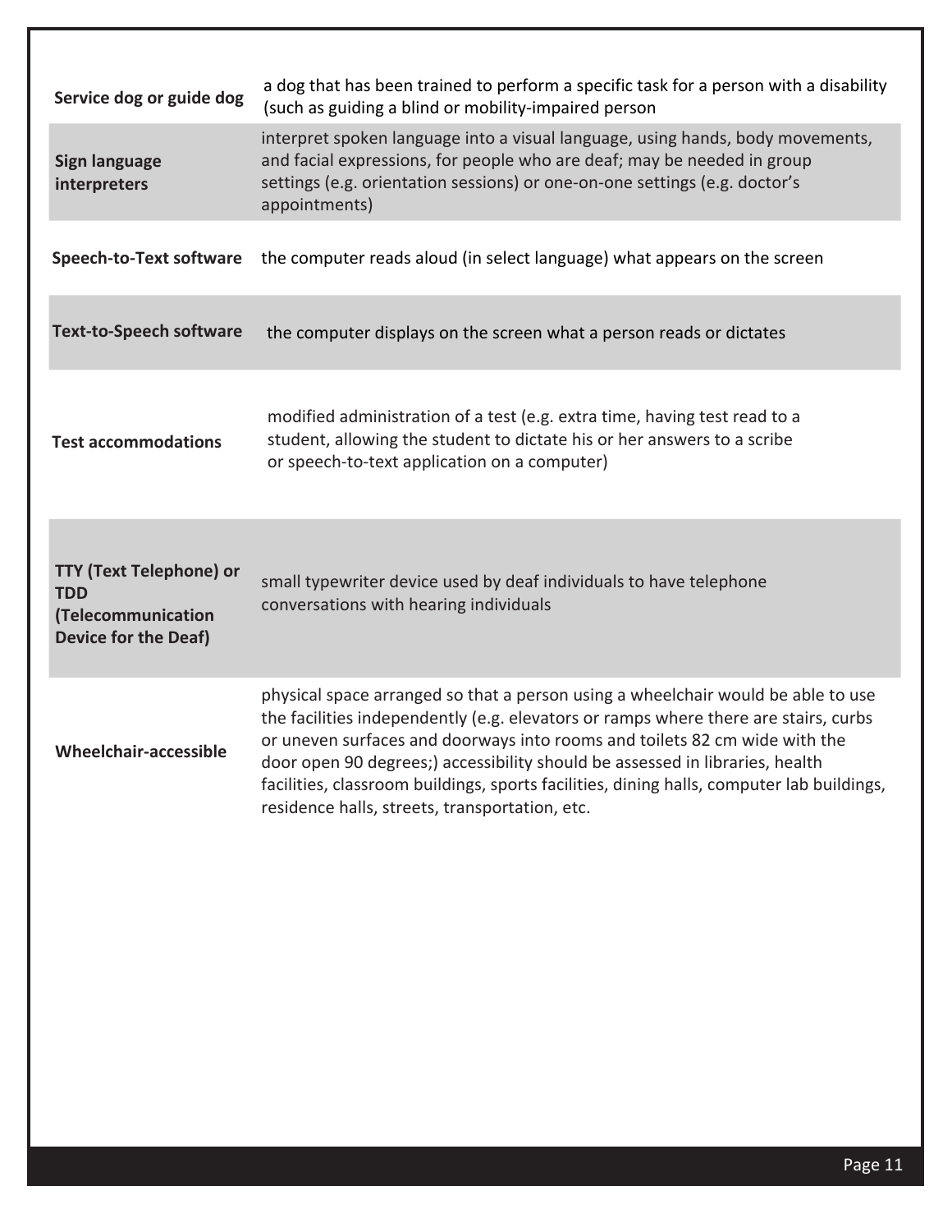| | |
|---|---|
| **Service dog or guide dog** | a dog that has been trained to perform a specific task for a person with a disability (such as guiding a blind or mobility-impaired person |
| **Sign language interpreters** | interpret spoken language into a visual language, using hands, body movements, and facial expressions, for people who are deaf; may be needed in group settings (e.g. orientation sessions) or one-on-one settings (e.g. doctor's appointments) |
| **Speech-to-Text software** | the computer reads aloud (in select language) what appears on the screen |
| **Text-to-Speech software** | the computer displays on the screen what a person reads or dictates |
| **Test accommodations** | modified administration of a test (e.g. extra time, having test read to a student, allowing the student to dictate his or her answers to a scribe or speech-to-text application on a computer) |
| **TTY (Text Telephone) or TDD (Telecommunication Device for the Deaf)** | small typewriter device used by deaf individuals to have telephone conversations with hearing individuals |
| **Wheelchair-accessible** | physical space arranged so that a person using a wheelchair would be able to use the facilities independently (e.g. elevators or ramps where there are stairs, curbs or uneven surfaces and doorways into rooms and toilets 82 cm wide with the door open 90 degrees;) accessibility should be assessed in libraries, health facilities, classroom buildings, sports facilities, dining halls, computer lab buildings, residence halls, streets, transportation, etc. |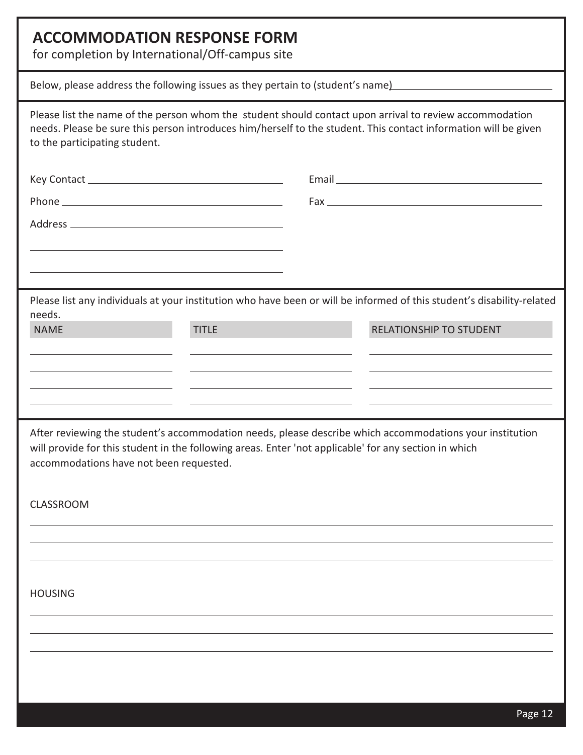# ACCOMMODATION RESPONSE FORM

for completion by International/Off-campus site

Below, please address the following issues as they pertain to (student's name) ______________________________

Please list the name of the person whom the student should contact upon arrival to review accommodation needs. Please be sure this person introduces him/herself to the student. This contact information will be given to the participating student.

Key Contact ______________________________

Email ______________________________

Phone ______________________________

Fax ______________________________

Address ______________________________

______________________________

______________________________

Please list any individuals at your institution who have been or will be informed of this student's disability-related needs.

| NAME | TITLE | RELATIONSHIP TO STUDENT |
|---|---|---|
| | | |
| | | |
| | | |
| | | |

After reviewing the student's accommodation needs, please describe which accommodations your institution will provide for this student in the following areas. Enter 'not applicable' for any section in which accommodations have not been requested.

CLASSROOM

______________________________

______________________________

______________________________

HOUSING

______________________________

______________________________

______________________________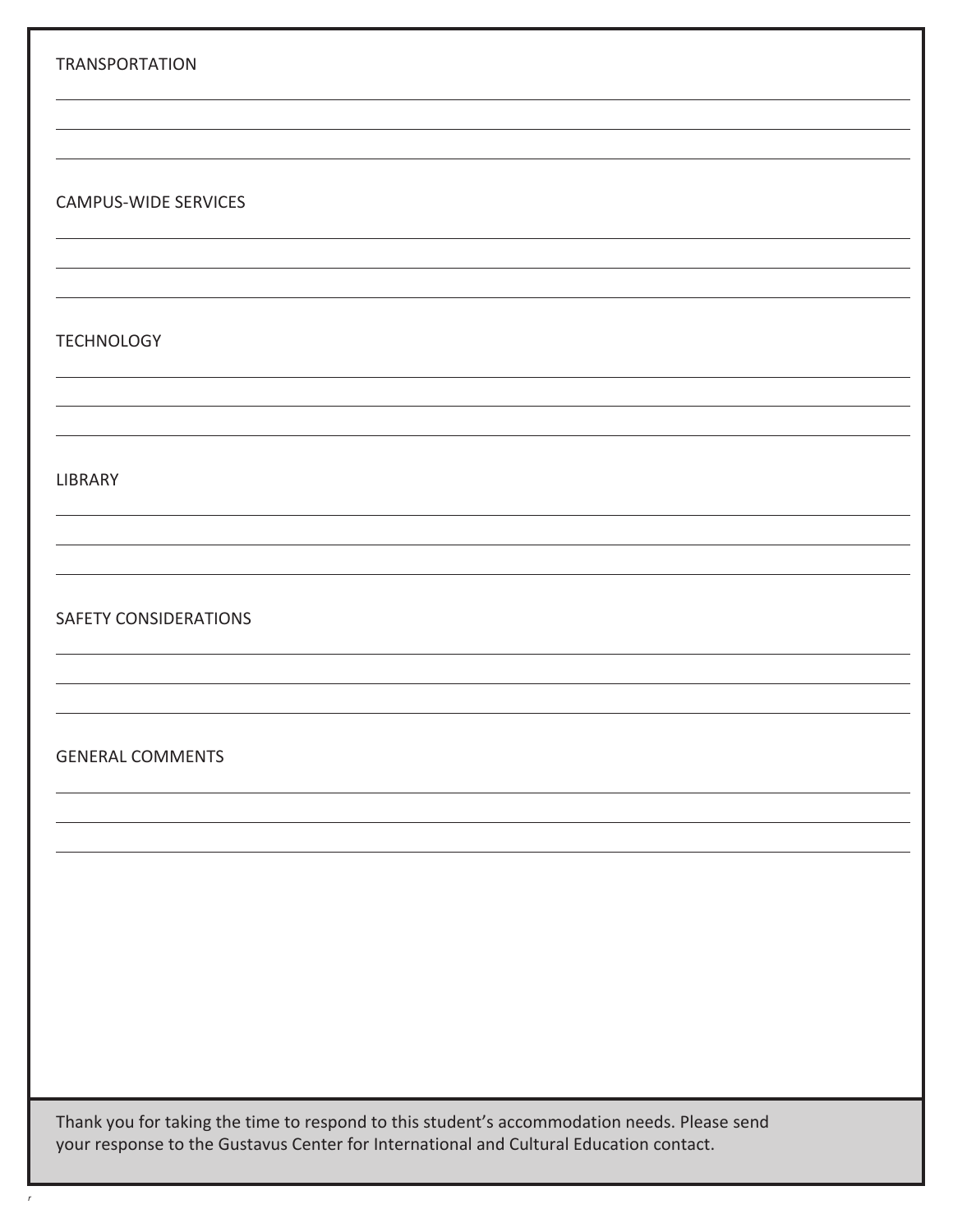TRANSPORTATION

CAMPUS-WIDE SERVICES

TECHNOLOGY

LIBRARY

SAFETY CONSIDERATIONS

GENERAL COMMENTS

Thank you for taking the time to respond to this student's accommodation needs. Please send your response to the Gustavus Center for International and Cultural Education contact.